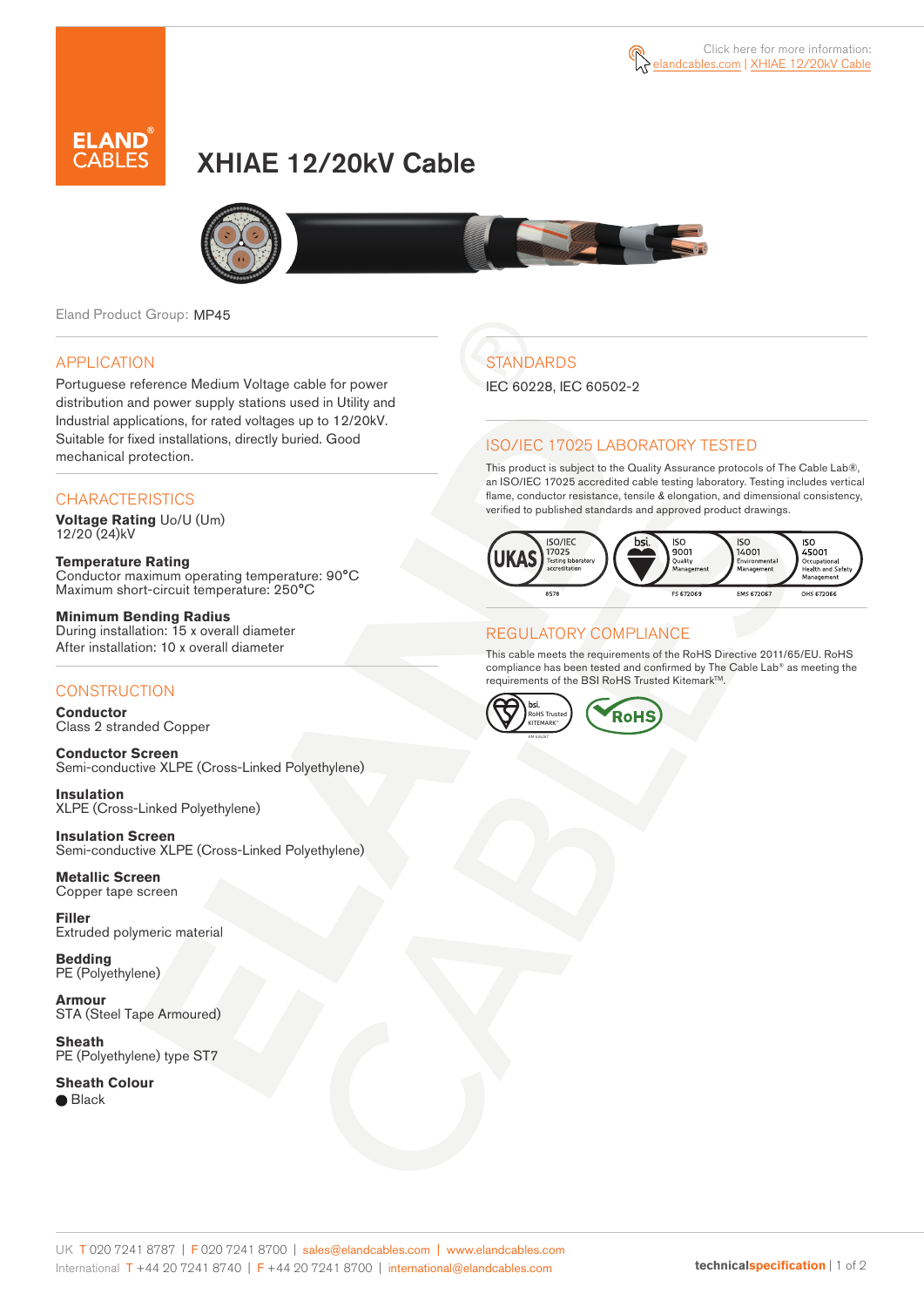Click here for more information: elandcables.com | XHIAE 12/20kV Cable

# XHIAE 12/20kV Cable

Eland Product Group: MP45

## APPLICATION

Portuguese reference Medium Voltage cable for power distribution and power supply stations used in Utility and Industrial applications, for rated voltages up to 12/20kV. Suitable for fixed installations, directly buried. Good mechanical protection.

## CHARACTERISTICS

**Voltage Rating** Uo/U (Um)
12/20 (24)kV

**Temperature Rating**
Conductor maximum operating temperature: 90°C
Maximum short-circuit temperature: 250°C

**Minimum Bending Radius**
During installation: 15 x overall diameter
After installation: 10 x overall diameter

## CONSTRUCTION

**Conductor**
Class 2 stranded Copper

**Conductor Screen**
Semi-conductive XLPE (Cross-Linked Polyethylene)

**Insulation**
XLPE (Cross-Linked Polyethylene)

**Insulation Screen**
Semi-conductive XLPE (Cross-Linked Polyethylene)

**Metallic Screen**
Copper tape screen

**Filler**
Extruded polymeric material

**Bedding**
PE (Polyethylene)

**Armour**
STA (Steel Tape Armoured)

**Sheath**
PE (Polyethylene) type ST7

**Sheath Colour**
● Black

## STANDARDS

IEC 60228, IEC 60502-2

## ISO/IEC 17025 LABORATORY TESTED

This product is subject to the Quality Assurance protocols of The Cable Lab®, an ISO/IEC 17025 accredited cable testing laboratory. Testing includes vertical flame, conductor resistance, tensile & elongation, and dimensional consistency, verified to published standards and approved product drawings.

UKAS ISO/IEC 17025 Testing laboratory accreditation 8578 | bsi. ISO 9001 Quality Management FS 672069 | ISO 14001 Environmental Management EMS 672067 | ISO 45001 Occupational Health and Safety Management OHS 672066

## REGULATORY COMPLIANCE

This cable meets the requirements of the RoHS Directive 2011/65/EU. RoHS compliance has been tested and confirmed by The Cable Lab® as meeting the requirements of the BSI RoHS Trusted Kitemark™.

bsi. RoHS Trusted KITEMARK™ | RoHS

UK T 020 7241 8787 | F 020 7241 8700 | sales@elandcables.com | www.elandcables.com
International T +44 20 7241 8740 | F +44 20 7241 8700 | international@elandcables.com

technicalspecification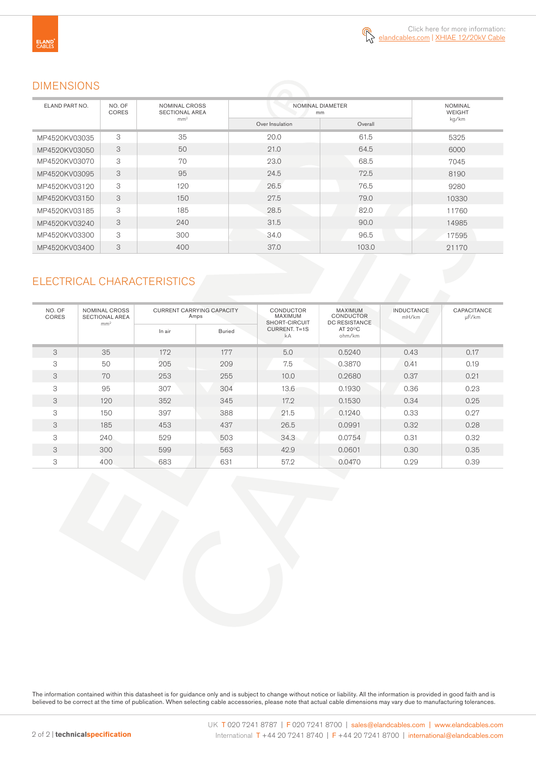Click here for more information: elandcables.com | XHIAE 12/20kV Cable

## DIMENSIONS

| ELAND PART NO. | NO. OF CORES | NOMINAL CROSS SECTIONAL AREA mm² | NOMINAL DIAMETER mm | | NOMINAL WEIGHT kg/km |
|---|---|---|---|---|---|
| | | | Over Insulation | Overall | |
| MP4520KV03035 | 3 | 35 | 20.0 | 61.5 | 5325 |
| MP4520KV03050 | 3 | 50 | 21.0 | 64.5 | 6000 |
| MP4520KV03070 | 3 | 70 | 23.0 | 68.5 | 7045 |
| MP4520KV03095 | 3 | 95 | 24.5 | 72.5 | 8190 |
| MP4520KV03120 | 3 | 120 | 26.5 | 76.5 | 9280 |
| MP4520KV03150 | 3 | 150 | 27.5 | 79.0 | 10330 |
| MP4520KV03185 | 3 | 185 | 28.5 | 82.0 | 11760 |
| MP4520KV03240 | 3 | 240 | 31.5 | 90.0 | 14985 |
| MP4520KV03300 | 3 | 300 | 34.0 | 96.5 | 17595 |
| MP4520KV03400 | 3 | 400 | 37.0 | 103.0 | 21170 |

## ELECTRICAL CHARACTERISTICS

| NO. OF CORES | NOMINAL CROSS SECTIONAL AREA mm² | CURRENT CARRYING CAPACITY Amps | | CONDUCTOR MAXIMUM SHORT-CIRCUIT CURRENT. T=1S kA | MAXIMUM CONDUCTOR DC RESISTANCE AT 20°C ohm/km | INDUCTANCE mH/km | CAPACITANCE μF/km |
|---|---|---|---|---|---|---|---|
| | | In air | Buried | | | | |
| 3 | 35 | 172 | 177 | 5.0 | 0.5240 | 0.43 | 0.17 |
| 3 | 50 | 205 | 209 | 7.5 | 0.3870 | 0.41 | 0.19 |
| 3 | 70 | 253 | 255 | 10.0 | 0.2680 | 0.37 | 0.21 |
| 3 | 95 | 307 | 304 | 13.6 | 0.1930 | 0.36 | 0.23 |
| 3 | 120 | 352 | 345 | 17.2 | 0.1530 | 0.34 | 0.25 |
| 3 | 150 | 397 | 388 | 21.5 | 0.1240 | 0.33 | 0.27 |
| 3 | 185 | 453 | 437 | 26.5 | 0.0991 | 0.32 | 0.28 |
| 3 | 240 | 529 | 503 | 34.3 | 0.0754 | 0.31 | 0.32 |
| 3 | 300 | 599 | 563 | 42.9 | 0.0601 | 0.30 | 0.35 |
| 3 | 400 | 683 | 631 | 57.2 | 0.0470 | 0.29 | 0.39 |

The information contained within this datasheet is for guidance only and is subject to change without notice or liability. All the information is provided in good faith and is believed to be correct at the time of publication. When selecting cable accessories, please note that actual cable dimensions may vary due to manufacturing tolerances.

UK T 020 7241 8787 | F 020 7241 8700 | sales@elandcables.com | www.elandcables.com
International T +44 20 7241 8740 | F +44 20 7241 8700 | international@elandcables.com